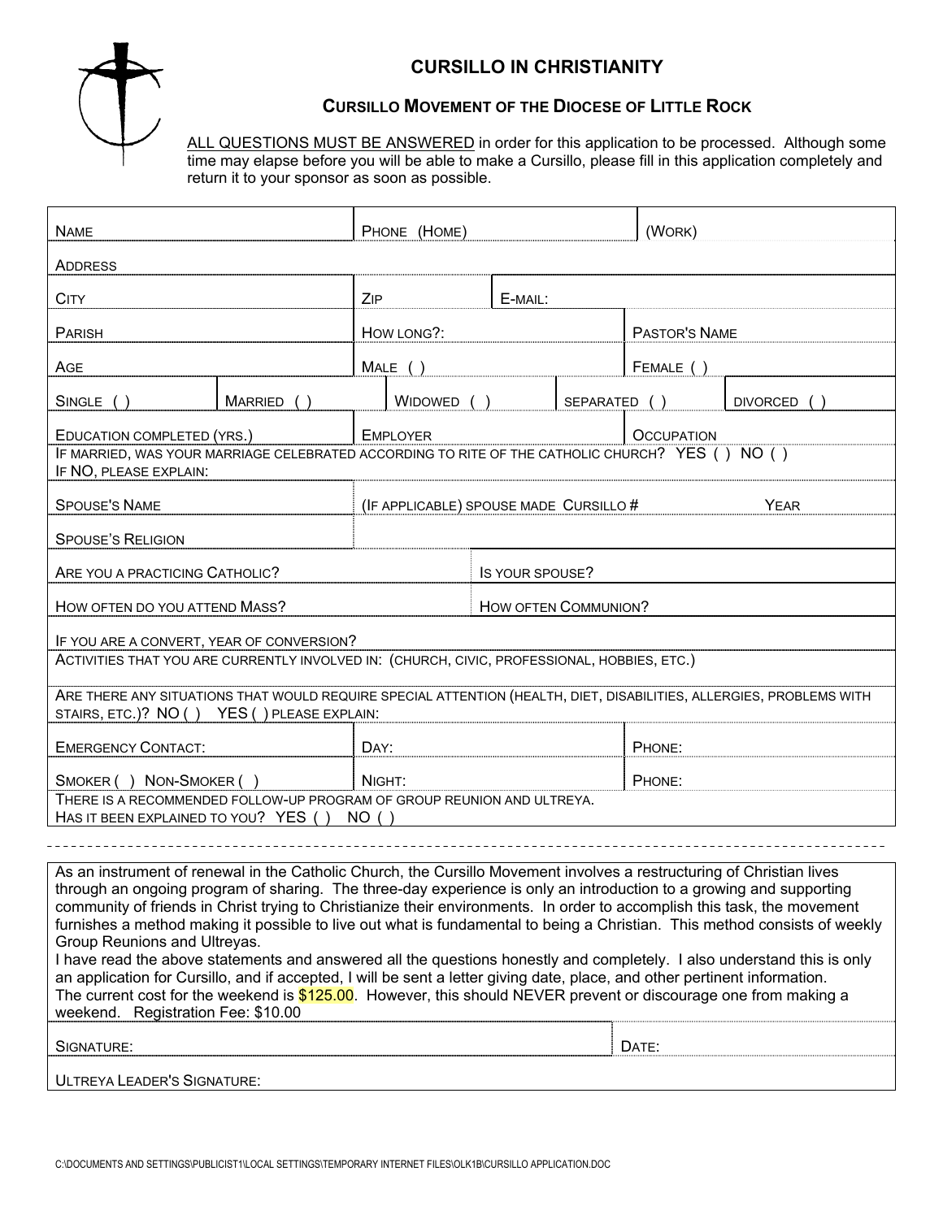# CURSILLO IN CHRISTIANITY

## CURSILLO MOVEMENT OF THE DIOCESE OF LITTLE ROCK

ALL QUESTIONS MUST BE ANSWERED in order for this application to be processed. Although some time may elapse before you will be able to make a Cursillo, please fill in this application completely and return it to your sponsor as soon as possible.

| | | | | |
|---|---|---|---|---|
| NAME | | PHONE (HOME) | (WORK) | |
| ADDRESS | | | | |
| CITY | | ZIP | E-MAIL: | |
| PARISH | | HOW LONG?: | PASTOR'S NAME | |
| AGE | | MALE ( ) | FEMALE ( ) | |
| SINGLE ( ) | MARRIED ( ) | WIDOWED ( ) | SEPARATED ( ) | DIVORCED ( ) |
| EDUCATION COMPLETED (YRS.) | | EMPLOYER | OCCUPATION | |
| IF MARRIED, WAS YOUR MARRIAGE CELEBRATED ACCORDING TO RITE OF THE CATHOLIC CHURCH? YES ( ) NO ( )<br>IF NO, PLEASE EXPLAIN: | | | | |
| SPOUSE'S NAME | | (IF APPLICABLE) SPOUSE MADE CURSILLO # | YEAR | |
| SPOUSE'S RELIGION | | | | |
| ARE YOU A PRACTICING CATHOLIC? | | | IS YOUR SPOUSE? | |
| HOW OFTEN DO YOU ATTEND MASS? | | | HOW OFTEN COMMUNION? | |
| IF YOU ARE A CONVERT, YEAR OF CONVERSION? | | | | |
| ACTIVITIES THAT YOU ARE CURRENTLY INVOLVED IN: (CHURCH, CIVIC, PROFESSIONAL, HOBBIES, ETC.) | | | | |
| ARE THERE ANY SITUATIONS THAT WOULD REQUIRE SPECIAL ATTENTION (HEALTH, DIET, DISABILITIES, ALLERGIES, PROBLEMS WITH STAIRS, ETC.)? NO ( ) YES ( ) PLEASE EXPLAIN: | | | | |
| EMERGENCY CONTACT: | | DAY: | PHONE: | |
| SMOKER ( ) NON-SMOKER ( ) | | NIGHT: | PHONE: | |
| THERE IS A RECOMMENDED FOLLOW-UP PROGRAM OF GROUP REUNION AND ULTREYA.<br>HAS IT BEEN EXPLAINED TO YOU? YES ( ) NO ( ) | | | | |

---

As an instrument of renewal in the Catholic Church, the Cursillo Movement involves a restructuring of Christian lives through an ongoing program of sharing. The three-day experience is only an introduction to a growing and supporting community of friends in Christ trying to Christianize their environments. In order to accomplish this task, the movement furnishes a method making it possible to live out what is fundamental to being a Christian. This method consists of weekly Group Reunions and Ultreyas.

I have read the above statements and answered all the questions honestly and completely. I also understand this is only an application for Cursillo, and if accepted, I will be sent a letter giving date, place, and other pertinent information.

The current cost for the weekend is $125.00. However, this should NEVER prevent or discourage one from making a weekend. Registration Fee: $10.00

| | |
|---|---|
| SIGNATURE: | DATE: |
| ULTREYA LEADER'S SIGNATURE: | |

C:\DOCUMENTS AND SETTINGS\PUBLICIST1\LOCAL SETTINGS\TEMPORARY INTERNET FILES\OLK1B\CURSILLO APPLICATION.DOC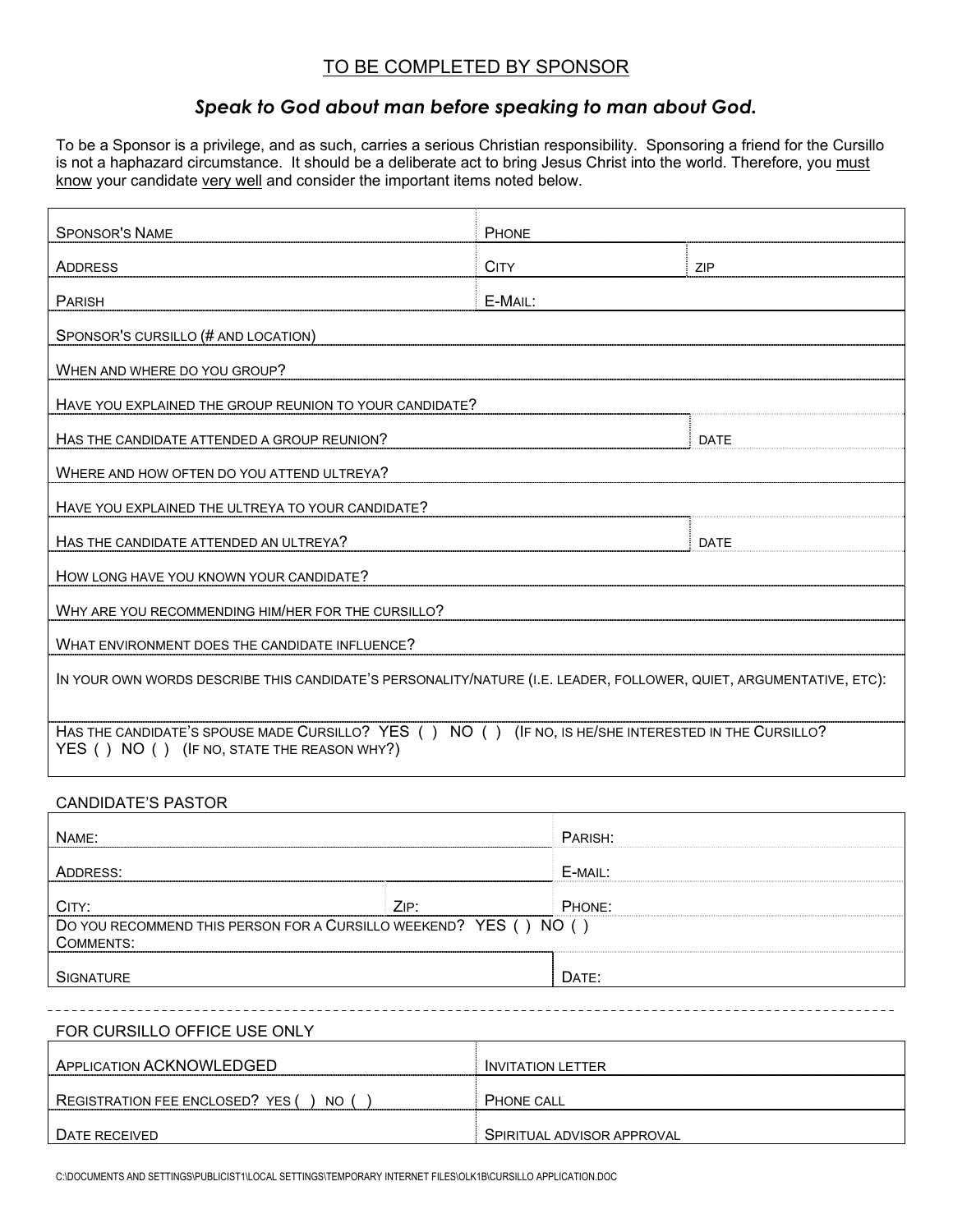## TO BE COMPLETED BY SPONSOR

### *Speak to God about man before speaking to man about God.*

To be a Sponsor is a privilege, and as such, carries a serious Christian responsibility. Sponsoring a friend for the Cursillo is not a haphazard circumstance. It should be a deliberate act to bring Jesus Christ into the world. Therefore, you must know your candidate very well and consider the important items noted below.

| | | |
|---|---|---|
| SPONSOR'S NAME | PHONE | |
| ADDRESS | CITY | ZIP |
| PARISH | E-MAIL: | |
| SPONSOR'S CURSILLO (# AND LOCATION) | | |
| WHEN AND WHERE DO YOU GROUP? | | |
| HAVE YOU EXPLAINED THE GROUP REUNION TO YOUR CANDIDATE? | | |
| HAS THE CANDIDATE ATTENDED A GROUP REUNION? | | DATE |
| WHERE AND HOW OFTEN DO YOU ATTEND ULTREYA? | | |
| HAVE YOU EXPLAINED THE ULTREYA TO YOUR CANDIDATE? | | |
| HAS THE CANDIDATE ATTENDED AN ULTREYA? | | DATE |
| HOW LONG HAVE YOU KNOWN YOUR CANDIDATE? | | |
| WHY ARE YOU RECOMMENDING HIM/HER FOR THE CURSILLO? | | |
| WHAT ENVIRONMENT DOES THE CANDIDATE INFLUENCE? | | |
| IN YOUR OWN WORDS DESCRIBE THIS CANDIDATE'S PERSONALITY/NATURE (I.E. LEADER, FOLLOWER, QUIET, ARGUMENTATIVE, ETC): | | |
| HAS THE CANDIDATE'S SPOUSE MADE CURSILLO? YES ( ) NO ( ) (IF NO, IS HE/SHE INTERESTED IN THE CURSILLO? YES ( ) NO ( ) (IF NO, STATE THE REASON WHY?) | | |

CANDIDATE'S PASTOR

| | | |
|---|---|---|
| NAME: | | PARISH: |
| ADDRESS: | | E-MAIL: |
| CITY: | ZIP: | PHONE: |
| DO YOU RECOMMEND THIS PERSON FOR A CURSILLO WEEKEND? YES ( ) NO ( ) COMMENTS: | | |
| SIGNATURE | | DATE: |

---

FOR CURSILLO OFFICE USE ONLY

| | |
|---|---|
| APPLICATION ACKNOWLEDGED | INVITATION LETTER |
| REGISTRATION FEE ENCLOSED? YES ( ) NO ( ) | PHONE CALL |
| DATE RECEIVED | SPIRITUAL ADVISOR APPROVAL |

C:\DOCUMENTS AND SETTINGS\PUBLICIST1\LOCAL SETTINGS\TEMPORARY INTERNET FILES\OLK1B\CURSILLO APPLICATION.DOC